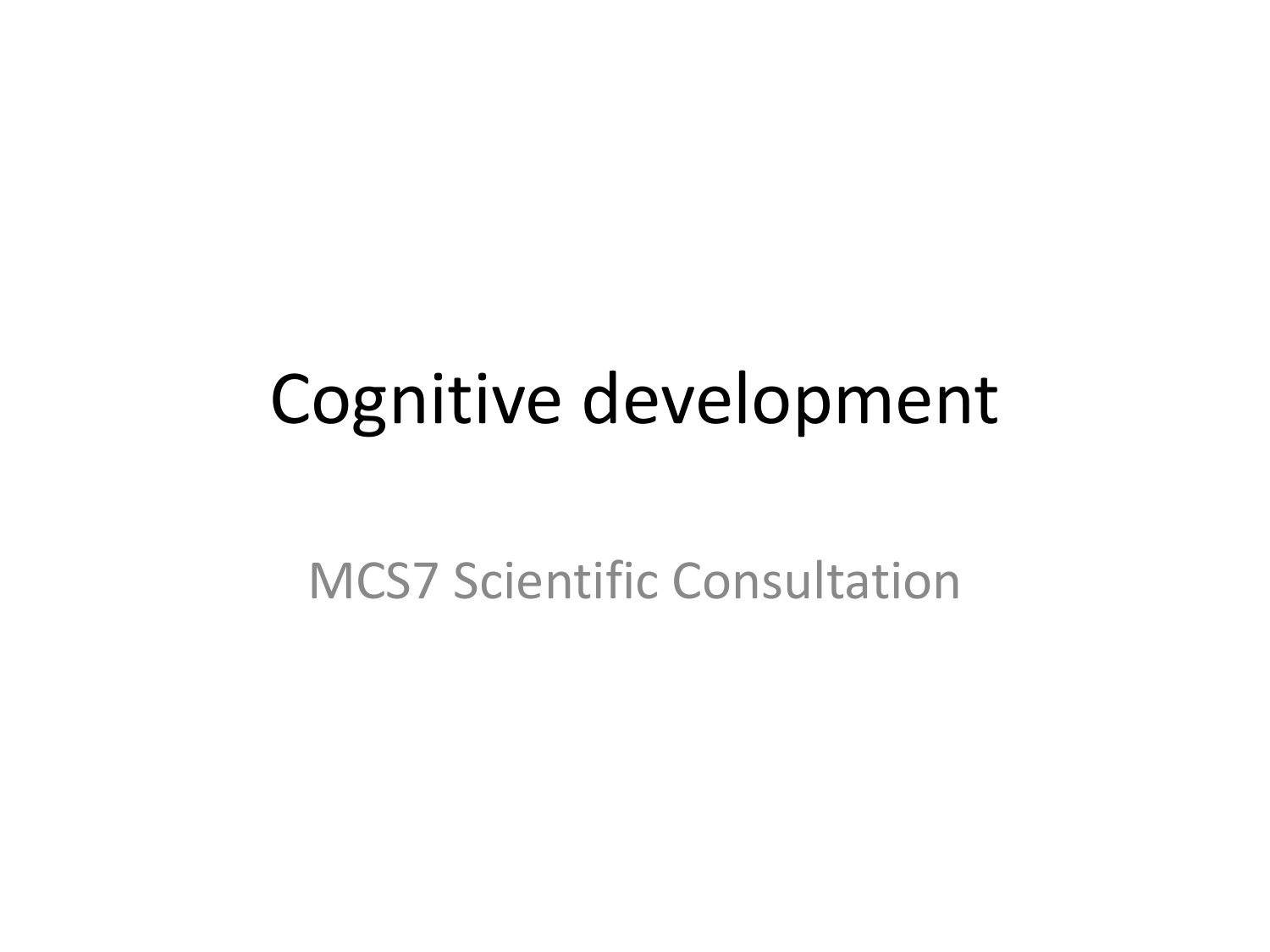# Cognitive development

MCS7 Scientific Consultation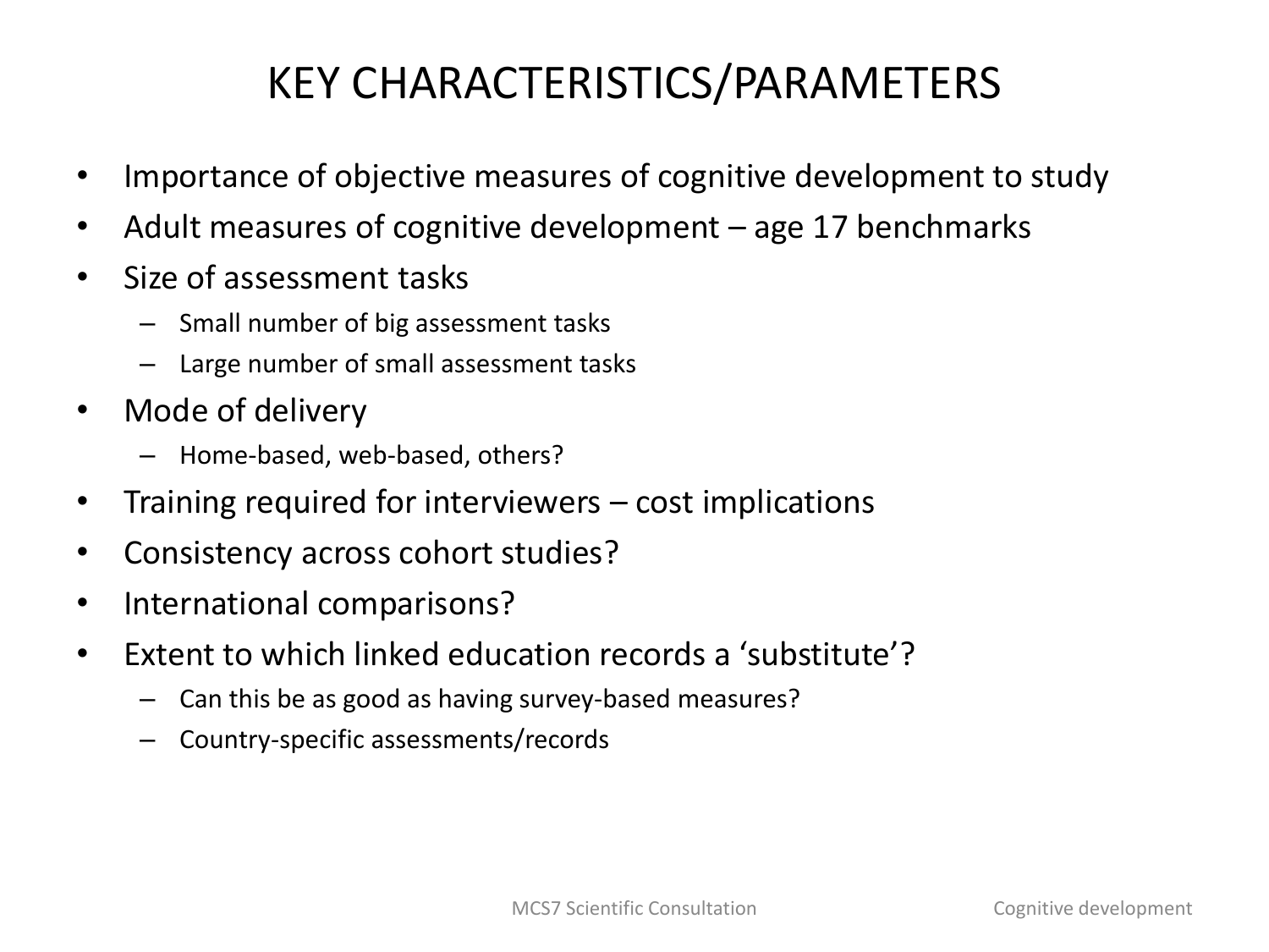# KEY CHARACTERISTICS/PARAMETERS

- Importance of objective measures of cognitive development to study
- Adult measures of cognitive development – age 17 benchmarks
- Size of assessment tasks
  - Small number of big assessment tasks
  - Large number of small assessment tasks
- Mode of delivery
  - Home-based, web-based, others?
- Training required for interviewers – cost implications
- Consistency across cohort studies?
- International comparisons?
- Extent to which linked education records a 'substitute'?
  - Can this be as good as having survey-based measures?
  - Country-specific assessments/records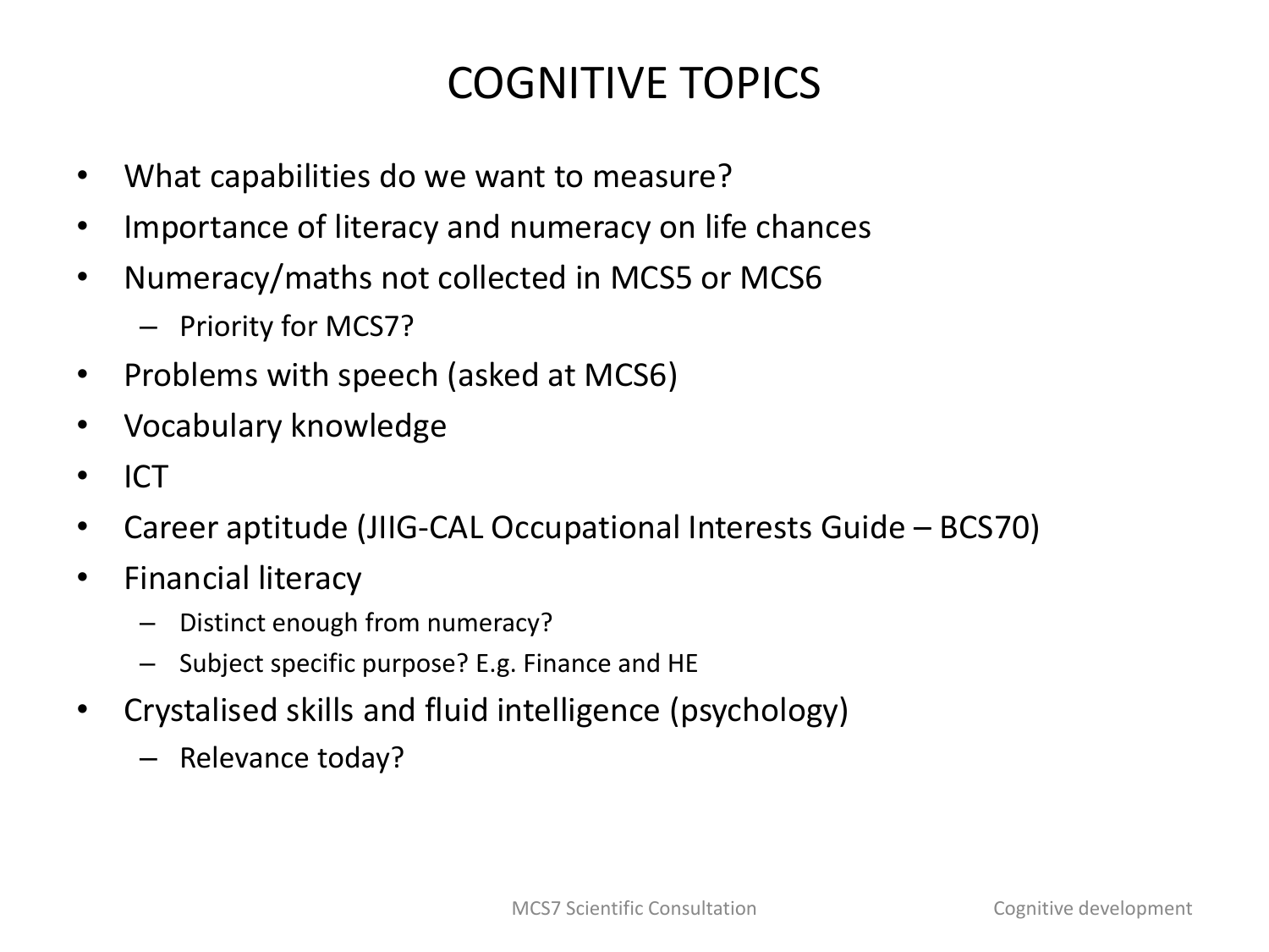# COGNITIVE TOPICS

- What capabilities do we want to measure?
- Importance of literacy and numeracy on life chances
- Numeracy/maths not collected in MCS5 or MCS6
  - Priority for MCS7?
- Problems with speech (asked at MCS6)
- Vocabulary knowledge
- ICT
- Career aptitude (JIIG-CAL Occupational Interests Guide – BCS70)
- Financial literacy
  - Distinct enough from numeracy?
  - Subject specific purpose? E.g. Finance and HE
- Crystalised skills and fluid intelligence (psychology)
  - Relevance today?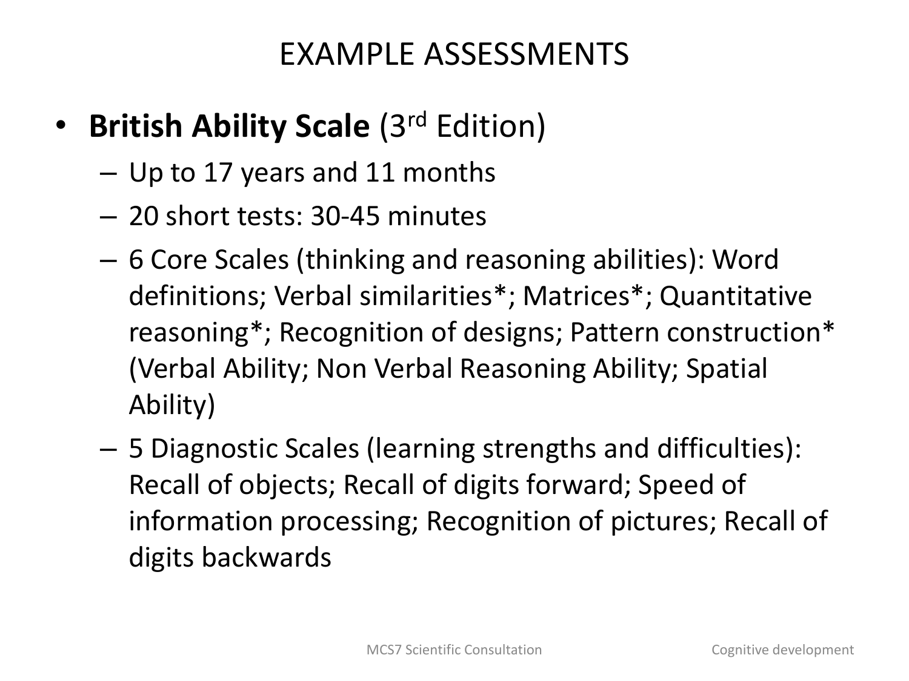# EXAMPLE ASSESSMENTS

- **British Ability Scale** (3rd Edition)
  - Up to 17 years and 11 months
  - 20 short tests: 30-45 minutes
  - 6 Core Scales (thinking and reasoning abilities): Word definitions; Verbal similarities*; Matrices*; Quantitative reasoning*; Recognition of designs; Pattern construction* (Verbal Ability; Non Verbal Reasoning Ability; Spatial Ability)
  - 5 Diagnostic Scales (learning strengths and difficulties): Recall of objects; Recall of digits forward; Speed of information processing; Recognition of pictures; Recall of digits backwards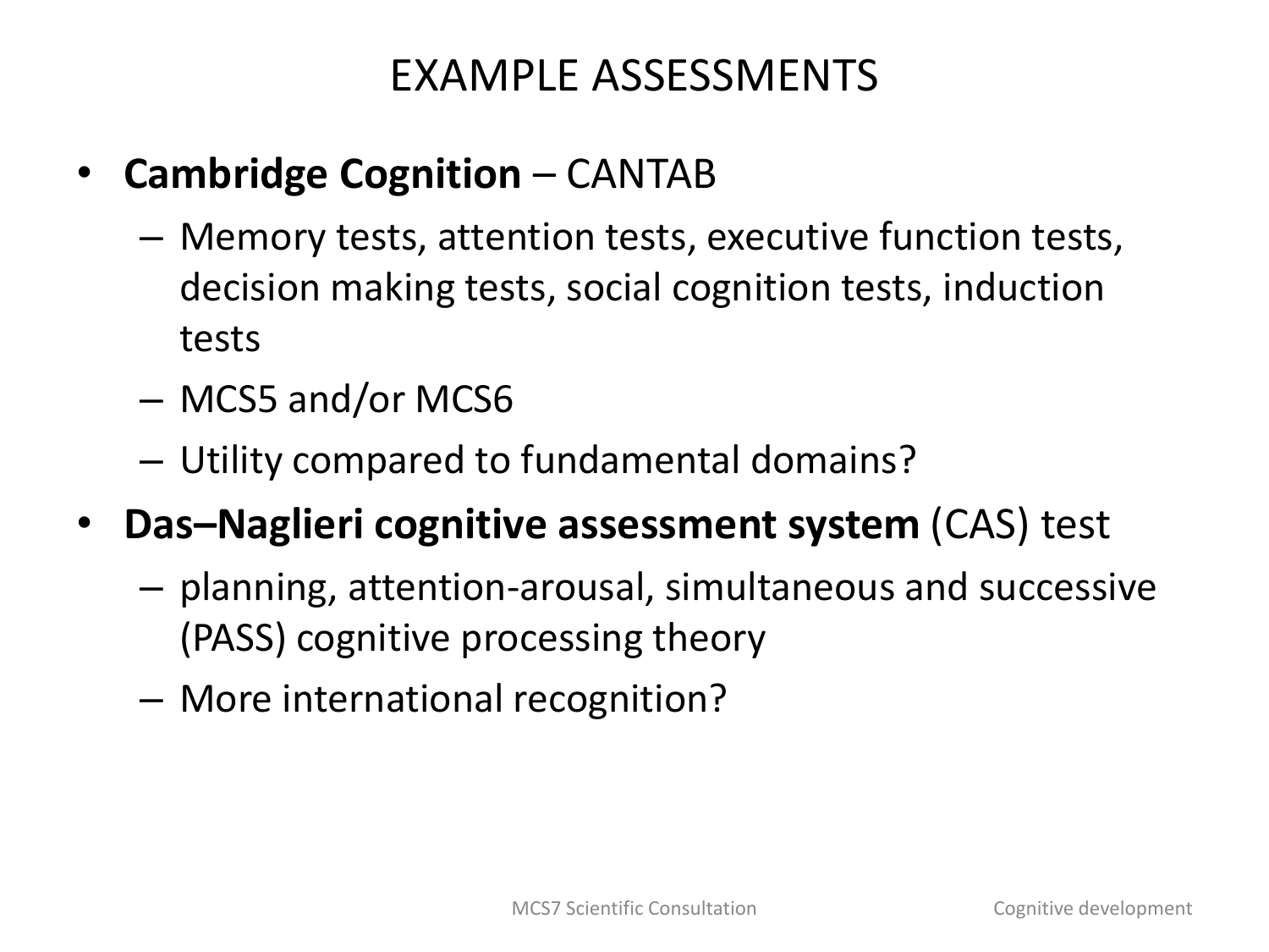# EXAMPLE ASSESSMENTS

- **Cambridge Cognition** – CANTAB
  - Memory tests, attention tests, executive function tests, decision making tests, social cognition tests, induction tests
  - MCS5 and/or MCS6
  - Utility compared to fundamental domains?
- **Das–Naglieri cognitive assessment system** (CAS) test
  - planning, attention-arousal, simultaneous and successive (PASS) cognitive processing theory
  - More international recognition?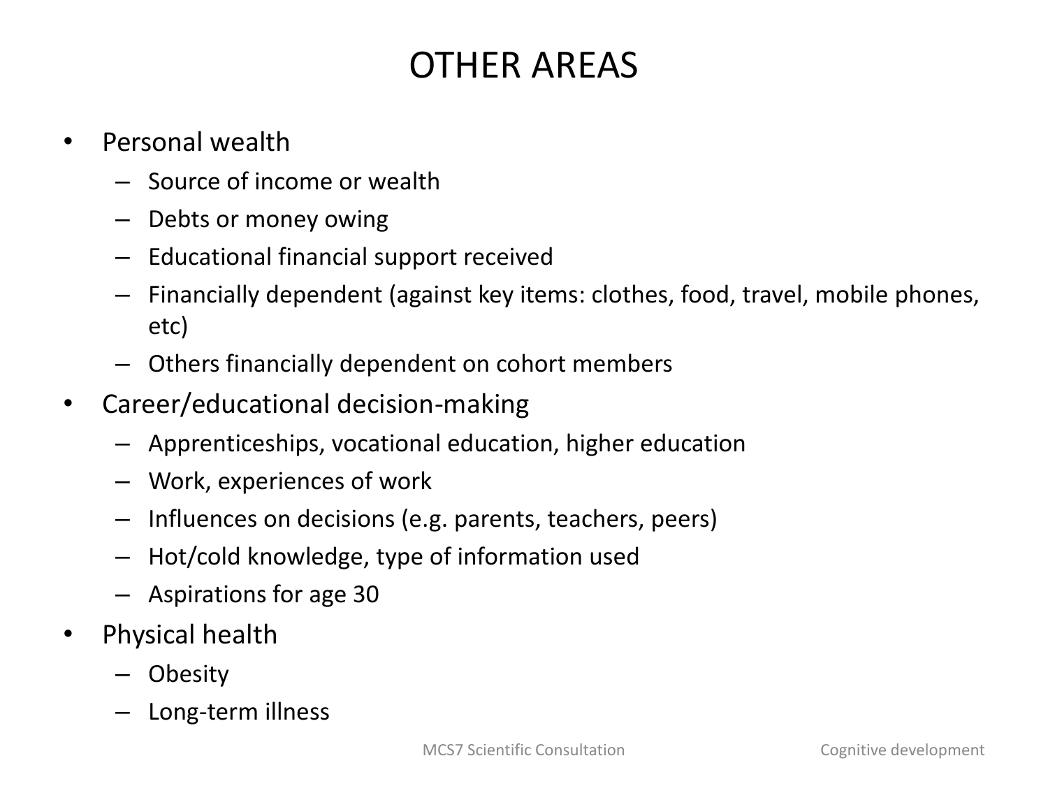# OTHER AREAS

- Personal wealth
  - Source of income or wealth
  - Debts or money owing
  - Educational financial support received
  - Financially dependent (against key items: clothes, food, travel, mobile phones, etc)
  - Others financially dependent on cohort members
- Career/educational decision-making
  - Apprenticeships, vocational education, higher education
  - Work, experiences of work
  - Influences on decisions (e.g. parents, teachers, peers)
  - Hot/cold knowledge, type of information used
  - Aspirations for age 30
- Physical health
  - Obesity
  - Long-term illness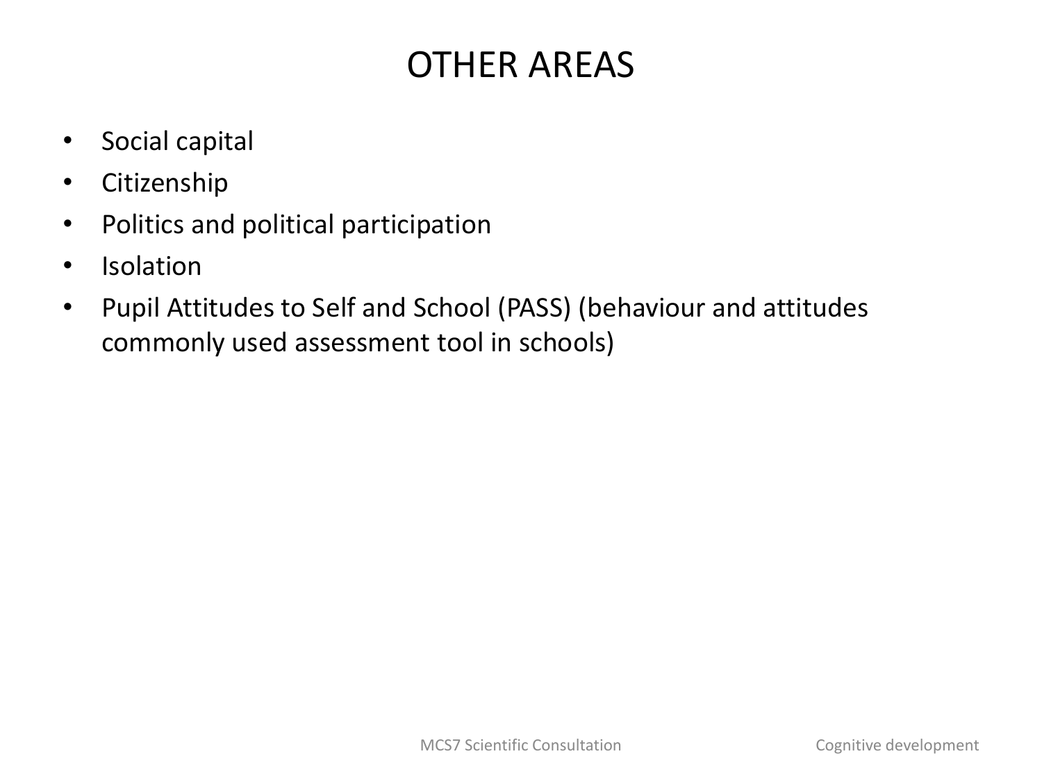# OTHER AREAS

- Social capital
- Citizenship
- Politics and political participation
- Isolation
- Pupil Attitudes to Self and School (PASS) (behaviour and attitudes commonly used assessment tool in schools)